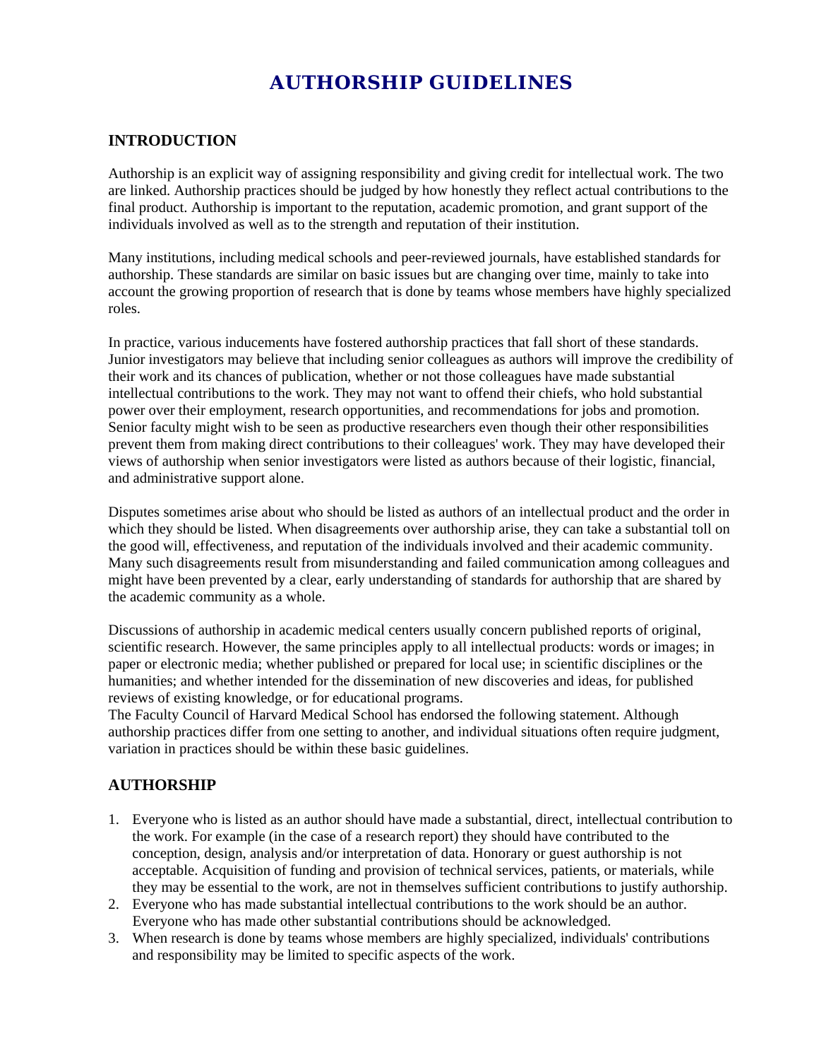# AUTHORSHIP GUIDELINES

## INTRODUCTION

Authorship is an explicit way of assigning responsibility and giving credit for intellectual work. The two are linked. Authorship practices should be judged by how honestly they reflect actual contributions to the final product. Authorship is important to the reputation, academic promotion, and grant support of the individuals involved as well as to the strength and reputation of their institution.

Many institutions, including medical schools and peer-reviewed journals, have established standards for authorship. These standards are similar on basic issues but are changing over time, mainly to take into account the growing proportion of research that is done by teams whose members have highly specialized roles.

In practice, various inducements have fostered authorship practices that fall short of these standards. Junior investigators may believe that including senior colleagues as authors will improve the credibility of their work and its chances of publication, whether or not those colleagues have made substantial intellectual contributions to the work. They may not want to offend their chiefs, who hold substantial power over their employment, research opportunities, and recommendations for jobs and promotion. Senior faculty might wish to be seen as productive researchers even though their other responsibilities prevent them from making direct contributions to their colleagues' work. They may have developed their views of authorship when senior investigators were listed as authors because of their logistic, financial, and administrative support alone.

Disputes sometimes arise about who should be listed as authors of an intellectual product and the order in which they should be listed. When disagreements over authorship arise, they can take a substantial toll on the good will, effectiveness, and reputation of the individuals involved and their academic community. Many such disagreements result from misunderstanding and failed communication among colleagues and might have been prevented by a clear, early understanding of standards for authorship that are shared by the academic community as a whole.

Discussions of authorship in academic medical centers usually concern published reports of original, scientific research. However, the same principles apply to all intellectual products: words or images; in paper or electronic media; whether published or prepared for local use; in scientific disciplines or the humanities; and whether intended for the dissemination of new discoveries and ideas, for published reviews of existing knowledge, or for educational programs.
The Faculty Council of Harvard Medical School has endorsed the following statement. Although authorship practices differ from one setting to another, and individual situations often require judgment, variation in practices should be within these basic guidelines.

## AUTHORSHIP

1. Everyone who is listed as an author should have made a substantial, direct, intellectual contribution to the work. For example (in the case of a research report) they should have contributed to the conception, design, analysis and/or interpretation of data. Honorary or guest authorship is not acceptable. Acquisition of funding and provision of technical services, patients, or materials, while they may be essential to the work, are not in themselves sufficient contributions to justify authorship.
2. Everyone who has made substantial intellectual contributions to the work should be an author. Everyone who has made other substantial contributions should be acknowledged.
3. When research is done by teams whose members are highly specialized, individuals' contributions and responsibility may be limited to specific aspects of the work.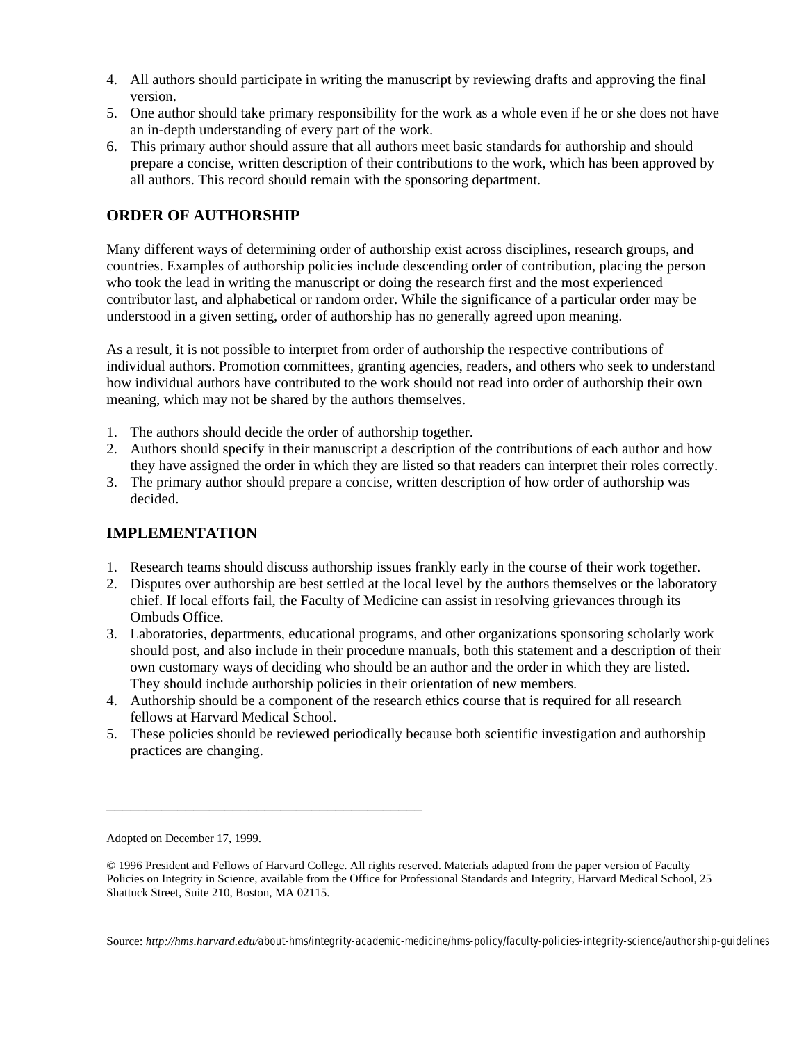4. All authors should participate in writing the manuscript by reviewing drafts and approving the final version.
5. One author should take primary responsibility for the work as a whole even if he or she does not have an in-depth understanding of every part of the work.
6. This primary author should assure that all authors meet basic standards for authorship and should prepare a concise, written description of their contributions to the work, which has been approved by all authors. This record should remain with the sponsoring department.

## ORDER OF AUTHORSHIP

Many different ways of determining order of authorship exist across disciplines, research groups, and countries. Examples of authorship policies include descending order of contribution, placing the person who took the lead in writing the manuscript or doing the research first and the most experienced contributor last, and alphabetical or random order. While the significance of a particular order may be understood in a given setting, order of authorship has no generally agreed upon meaning.

As a result, it is not possible to interpret from order of authorship the respective contributions of individual authors. Promotion committees, granting agencies, readers, and others who seek to understand how individual authors have contributed to the work should not read into order of authorship their own meaning, which may not be shared by the authors themselves.

1. The authors should decide the order of authorship together.
2. Authors should specify in their manuscript a description of the contributions of each author and how they have assigned the order in which they are listed so that readers can interpret their roles correctly.
3. The primary author should prepare a concise, written description of how order of authorship was decided.

## IMPLEMENTATION

1. Research teams should discuss authorship issues frankly early in the course of their work together.
2. Disputes over authorship are best settled at the local level by the authors themselves or the laboratory chief. If local efforts fail, the Faculty of Medicine can assist in resolving grievances through its Ombuds Office.
3. Laboratories, departments, educational programs, and other organizations sponsoring scholarly work should post, and also include in their procedure manuals, both this statement and a description of their own customary ways of deciding who should be an author and the order in which they are listed. They should include authorship policies in their orientation of new members.
4. Authorship should be a component of the research ethics course that is required for all research fellows at Harvard Medical School.
5. These policies should be reviewed periodically because both scientific investigation and authorship practices are changing.

---

Adopted on December 17, 1999.

© 1996 President and Fellows of Harvard College. All rights reserved. Materials adapted from the paper version of Faculty Policies on Integrity in Science, available from the Office for Professional Standards and Integrity, Harvard Medical School, 25 Shattuck Street, Suite 210, Boston, MA 02115.

Source: *http://hms.harvard.edu/about-hms/integrity-academic-medicine/hms-policy/faculty-policies-integrity-science/authorship-guidelines*